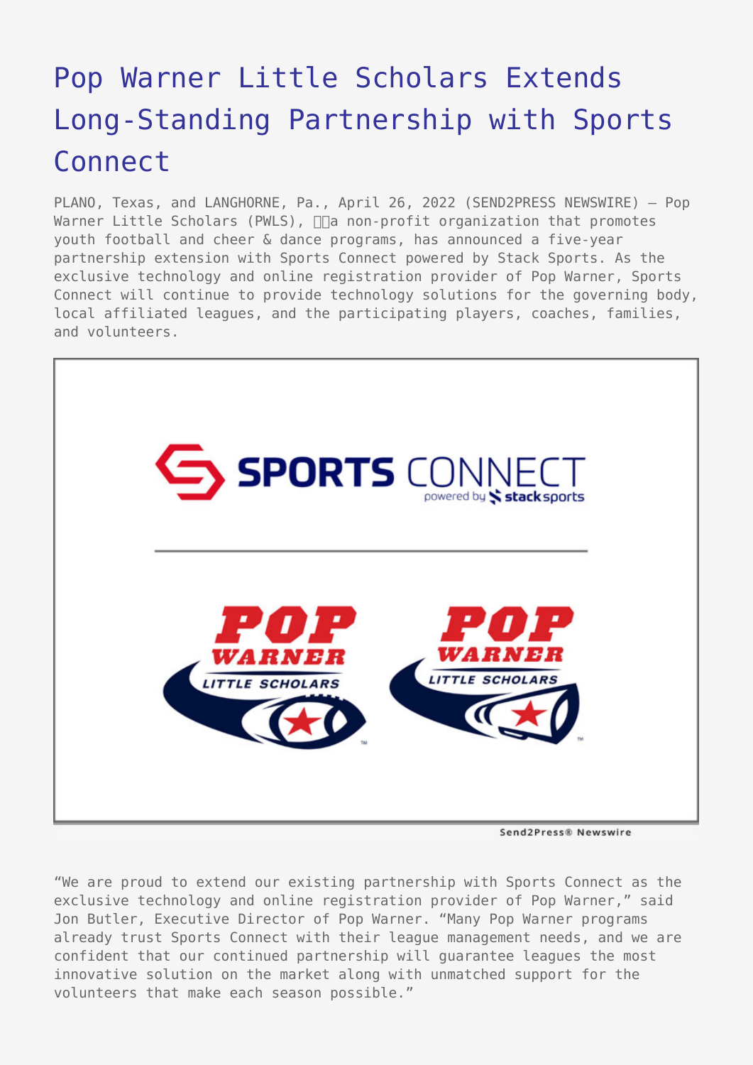# Pop Warner Little Scholars Extends Long-Standing Partnership with Sports Connect

PLANO, Texas, and LANGHORNE, Pa., April 26, 2022 (SEND2PRESS NEWSWIRE) — Pop Warner Little Scholars (PWLS), a non-profit organization that promotes youth football and cheer & dance programs, has announced a five-year partnership extension with Sports Connect powered by Stack Sports. As the exclusive technology and online registration provider of Pop Warner, Sports Connect will continue to provide technology solutions for the governing body, local affiliated leagues, and the participating players, coaches, families, and volunteers.

Send2Press® Newswire

"We are proud to extend our existing partnership with Sports Connect as the exclusive technology and online registration provider of Pop Warner," said Jon Butler, Executive Director of Pop Warner. "Many Pop Warner programs already trust Sports Connect with their league management needs, and we are confident that our continued partnership will guarantee leagues the most innovative solution on the market along with unmatched support for the volunteers that make each season possible."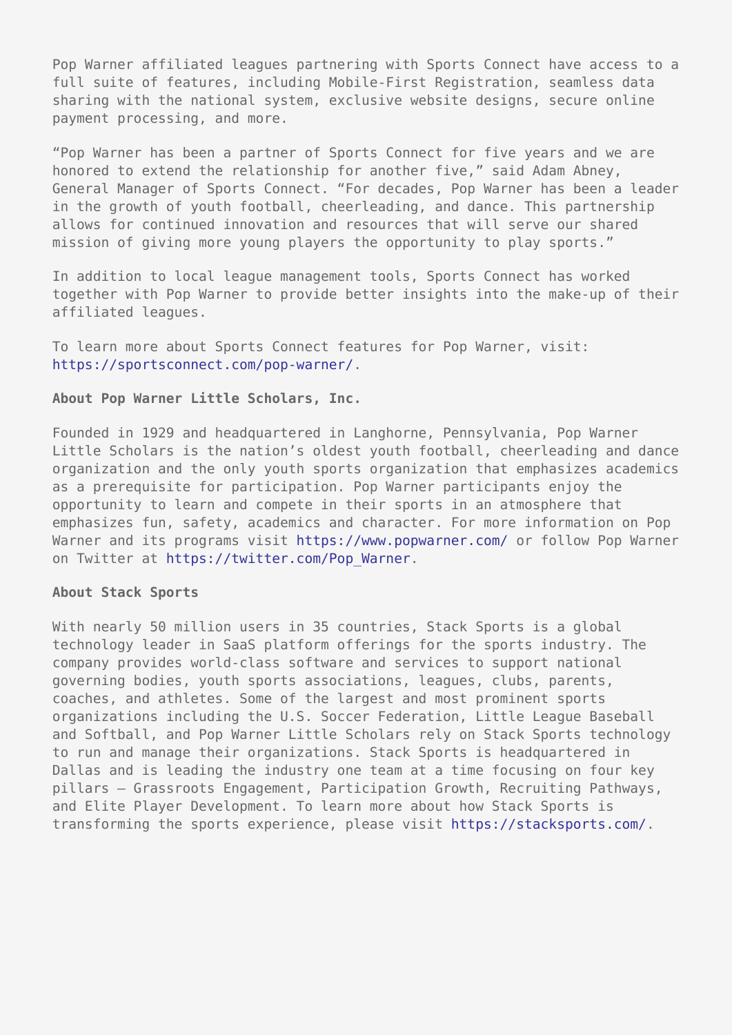Pop Warner affiliated leagues partnering with Sports Connect have access to a full suite of features, including Mobile-First Registration, seamless data sharing with the national system, exclusive website designs, secure online payment processing, and more.

"Pop Warner has been a partner of Sports Connect for five years and we are honored to extend the relationship for another five," said Adam Abney, General Manager of Sports Connect. "For decades, Pop Warner has been a leader in the growth of youth football, cheerleading, and dance. This partnership allows for continued innovation and resources that will serve our shared mission of giving more young players the opportunity to play sports."

In addition to local league management tools, Sports Connect has worked together with Pop Warner to provide better insights into the make-up of their affiliated leagues.

To learn more about Sports Connect features for Pop Warner, visit: https://sportsconnect.com/pop-warner/.

**About Pop Warner Little Scholars, Inc.**

Founded in 1929 and headquartered in Langhorne, Pennsylvania, Pop Warner Little Scholars is the nation's oldest youth football, cheerleading and dance organization and the only youth sports organization that emphasizes academics as a prerequisite for participation. Pop Warner participants enjoy the opportunity to learn and compete in their sports in an atmosphere that emphasizes fun, safety, academics and character. For more information on Pop Warner and its programs visit https://www.popwarner.com/ or follow Pop Warner on Twitter at https://twitter.com/Pop_Warner.

**About Stack Sports**

With nearly 50 million users in 35 countries, Stack Sports is a global technology leader in SaaS platform offerings for the sports industry. The company provides world-class software and services to support national governing bodies, youth sports associations, leagues, clubs, parents, coaches, and athletes. Some of the largest and most prominent sports organizations including the U.S. Soccer Federation, Little League Baseball and Softball, and Pop Warner Little Scholars rely on Stack Sports technology to run and manage their organizations. Stack Sports is headquartered in Dallas and is leading the industry one team at a time focusing on four key pillars – Grassroots Engagement, Participation Growth, Recruiting Pathways, and Elite Player Development. To learn more about how Stack Sports is transforming the sports experience, please visit https://stacksports.com/.